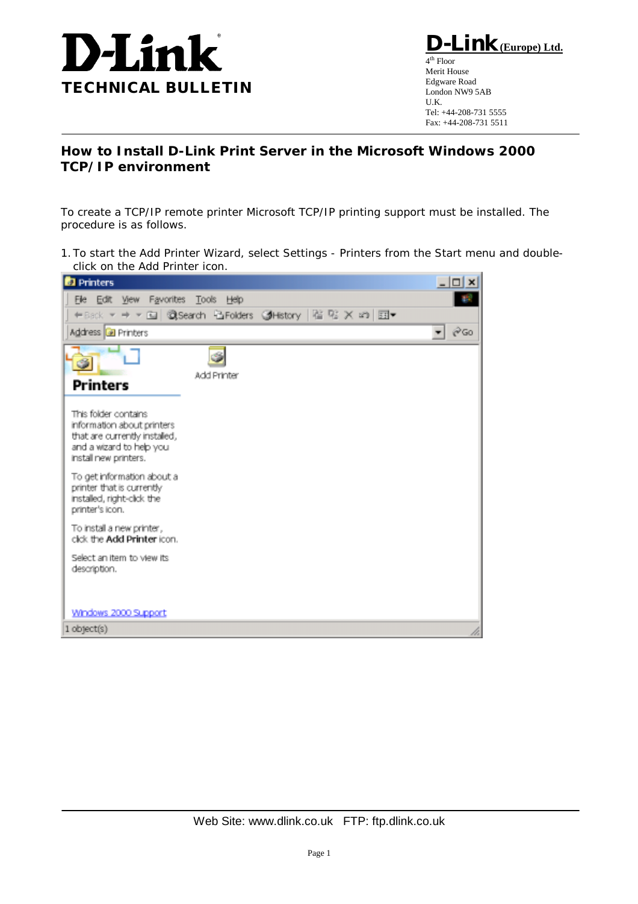# D-Link TECHNICAL BULLETIN

**D-Link (Europe) Ltd.**
4th Floor
Merit House
Edgware Road
London NW9 5AB
U.K.
Tel: +44-208-731 5555
Fax: +44-208-731 5511

## How to Install D-Link Print Server in the Microsoft Windows 2000 TCP/IP environment

To create a TCP/IP remote printer Microsoft TCP/IP printing support must be installed. The procedure is as follows.

1. To start the Add Printer Wizard, select Settings - Printers from the Start menu and double-click on the Add Printer icon.

Web Site: www.dlink.co.uk FTP: ftp.dlink.co.uk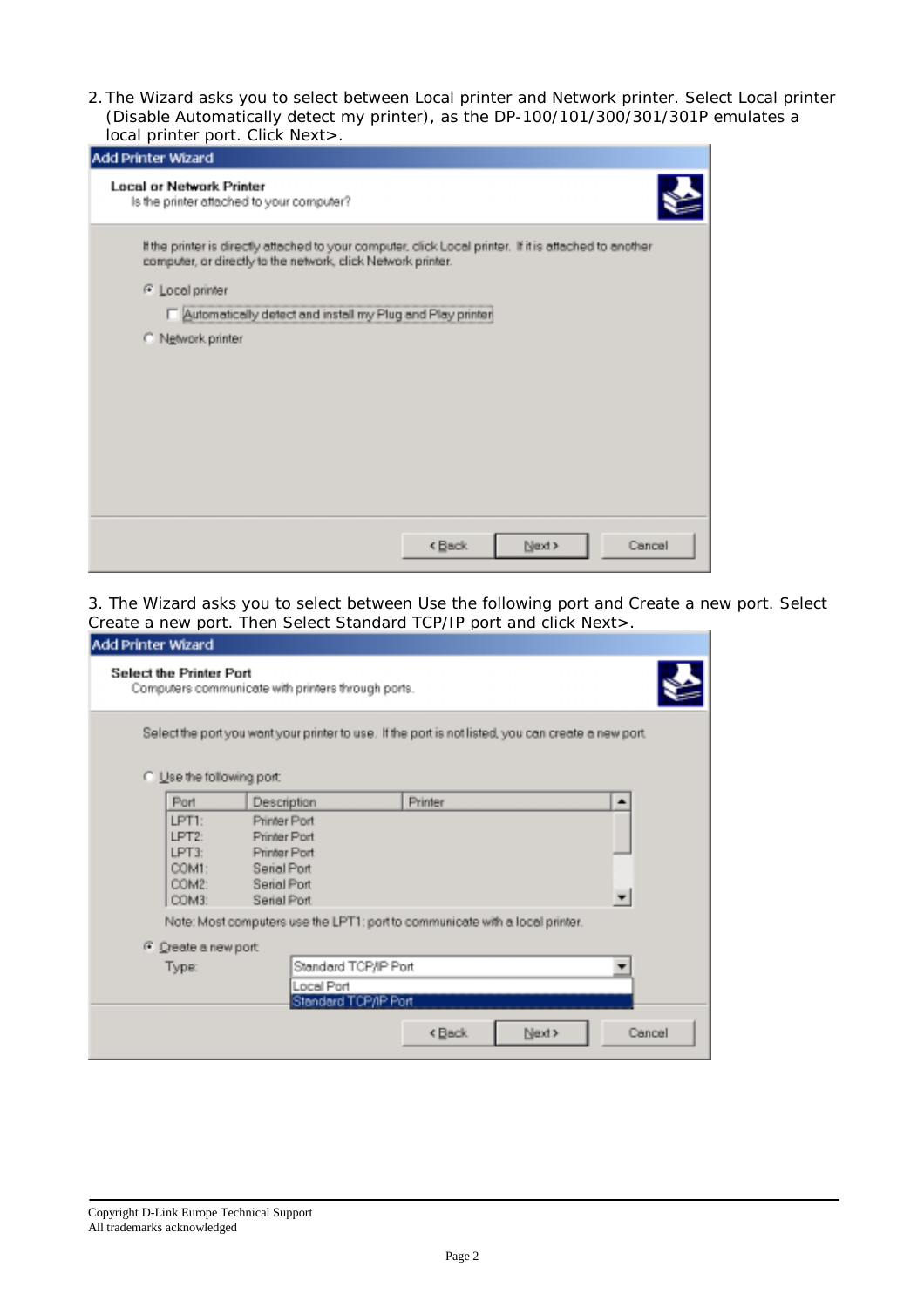2. The Wizard asks you to select between Local printer and Network printer. Select Local printer (Disable Automatically detect my printer), as the DP-100/101/300/301/301P emulates a local printer port. Click Next>.

**Add Printer Wizard**

**Local or Network Printer**
Is the printer attached to your computer?

If the printer is directly attached to your computer, click Local printer. If it is attached to another computer, or directly to the network, click Network printer.

- (•) Local printer
  - [ ] Automatically detect and install my Plug and Play printer
- ( ) Network printer

< Back | Next > | Cancel

3. The Wizard asks you to select between Use the following port and Create a new port. Select Create a new port. Then Select Standard TCP/IP port and click Next>.

**Add Printer Wizard**

**Select the Printer Port**
Computers communicate with printers through ports.

Select the port you want your printer to use. If the port is not listed, you can create a new port.

( ) Use the following port:

| Port | Description | Printer |
|---|---|---|
| LPT1: | Printer Port | |
| LPT2: | Printer Port | |
| LPT3: | Printer Port | |
| COM1: | Serial Port | |
| COM2: | Serial Port | |
| COM3: | Serial Port | |

Note: Most computers use the LPT1: port to communicate with a local printer.

(•) Create a new port:
Type: Standard TCP/IP Port
- Local Port
- Standard TCP/IP Port

< Back | Next > | Cancel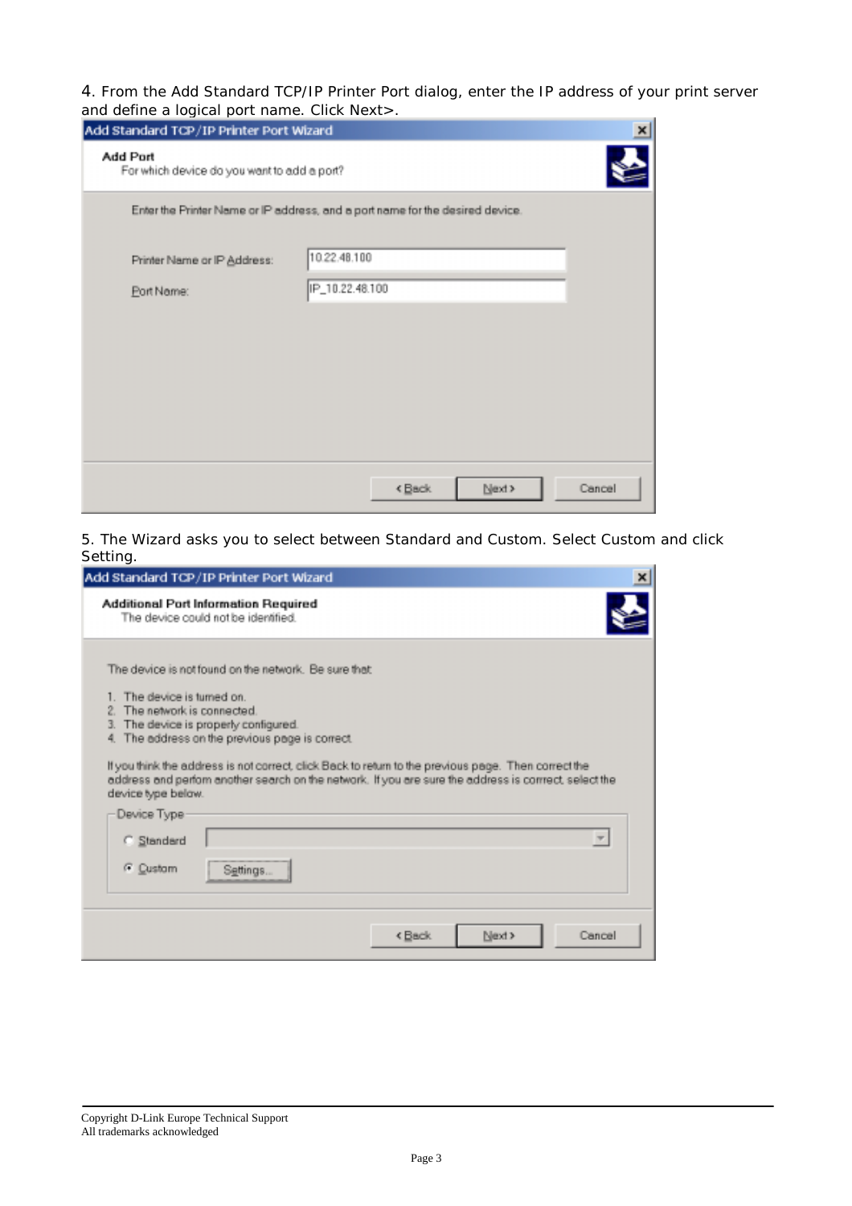4. From the Add Standard TCP/IP Printer Port dialog, enter the IP address of your print server and define a logical port name. Click Next>.

**Add Standard TCP/IP Printer Port Wizard**

**Add Port**
For which device do you want to add a port?

Enter the Printer Name or IP address, and a port name for the desired device.

Printer Name or IP Address: 10.22.48.100

Port Name: IP_10.22.48.100

< Back | Next > | Cancel

5. The Wizard asks you to select between Standard and Custom. Select Custom and click Setting.

**Add Standard TCP/IP Printer Port Wizard**

**Additional Port Information Required**
The device could not be identified.

The device is not found on the network. Be sure that:

1. The device is turned on.
2. The network is connected.
3. The device is properly configured.
4. The address on the previous page is correct.

If you think the address is not correct, click Back to return to the previous page. Then correct the address and perform another search on the network. If you are sure the address is correct, select the device type below.

Device Type

- Standard
- Custom — Settings...

< Back | Next > | Cancel

Copyright D-Link Europe Technical Support
All trademarks acknowledged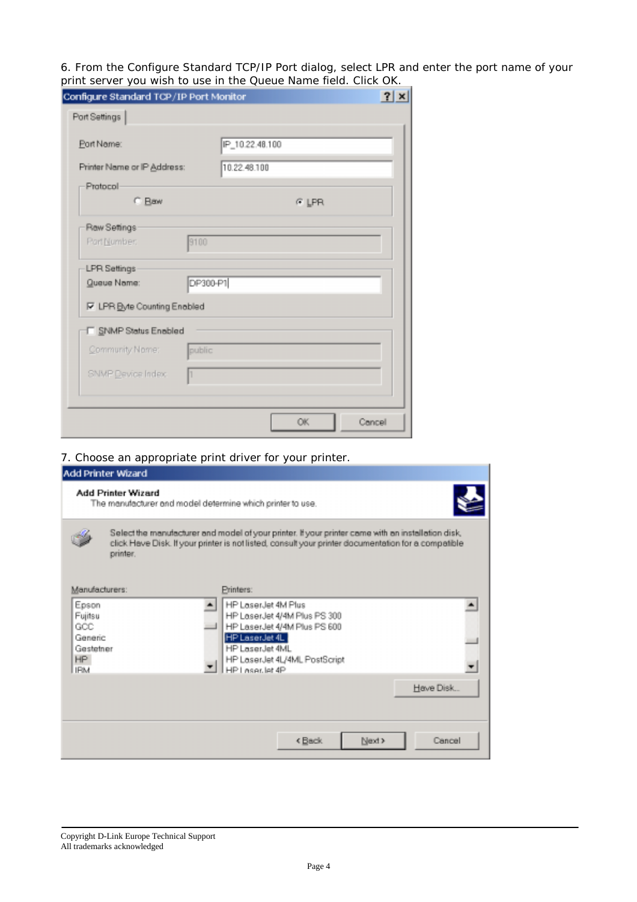6. From the Configure Standard TCP/IP Port dialog, select LPR and enter the port name of your print server you wish to use in the Queue Name field. Click OK.

7. Choose an appropriate print driver for your printer.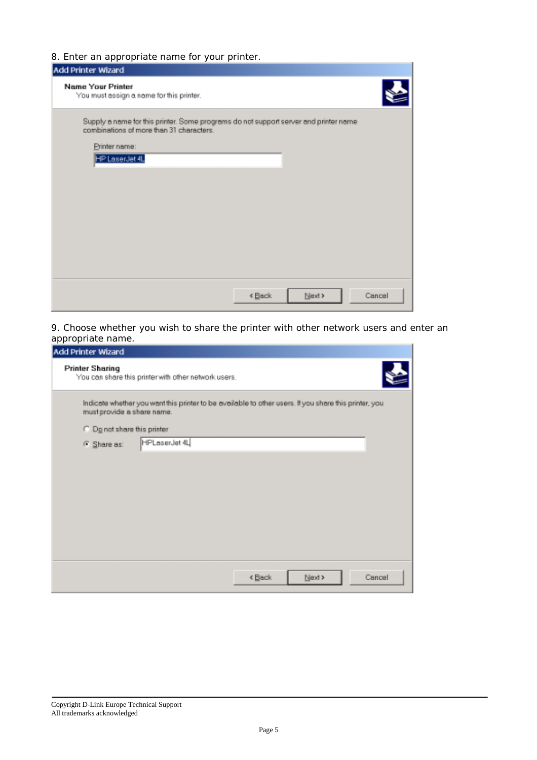8. Enter an appropriate name for your printer.

Add Printer Wizard

**Name Your Printer**
You must assign a name for this printer.

Supply a name for this printer. Some programs do not support server and printer name combinations of more than 31 characters.

Printer name:
HP LaserJet 4L

< Back | Next > | Cancel

9. Choose whether you wish to share the printer with other network users and enter an appropriate name.

Add Printer Wizard

**Printer Sharing**
You can share this printer with other network users.

Indicate whether you want this printer to be available to other users. If you share this printer, you must provide a share name.

- Do not share this printer
- Share as: HPLaserJet 4L

< Back | Next > | Cancel

Copyright D-Link Europe Technical Support
All trademarks acknowledged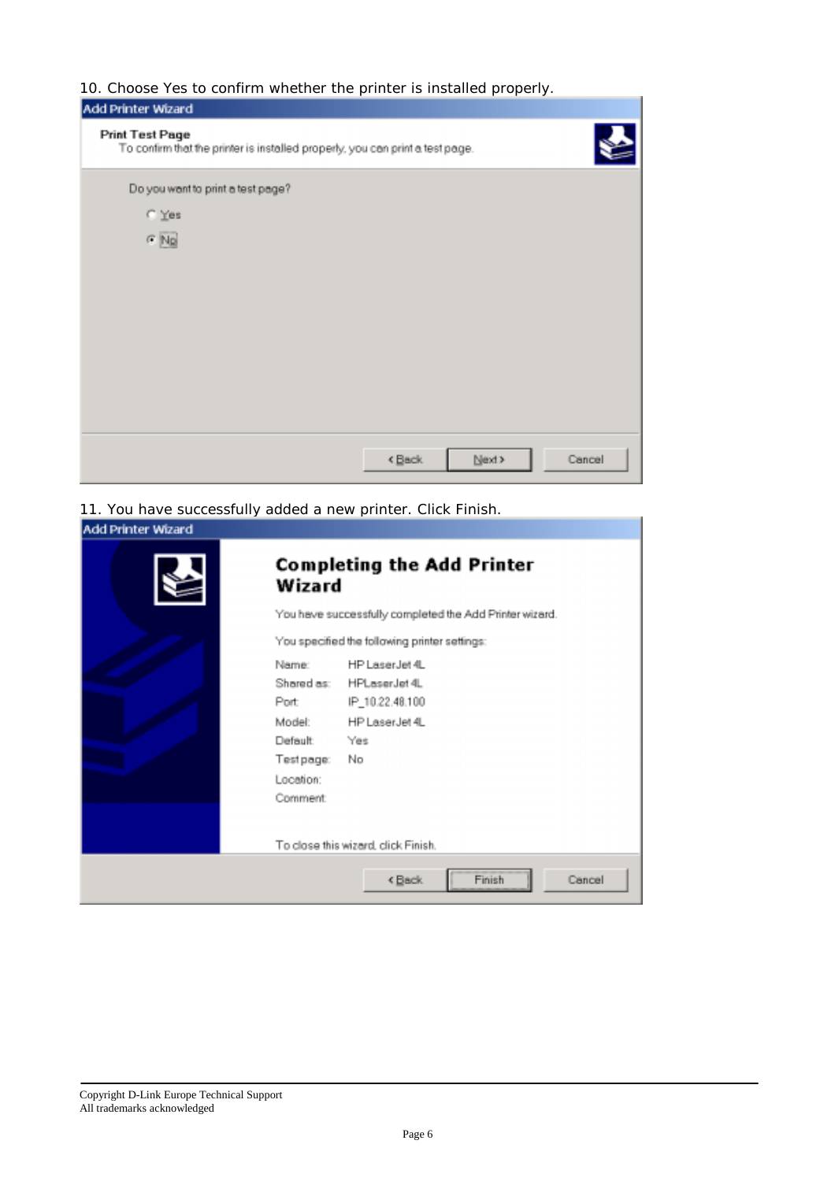10. Choose Yes to confirm whether the printer is installed properly.

Add Printer Wizard

**Print Test Page**

To confirm that the printer is installed properly, you can print a test page.

Do you want to print a test page?

- Yes
- No

< Back | Next > | Cancel

11. You have successfully added a new printer. Click Finish.

Add Printer Wizard

**Completing the Add Printer Wizard**

You have successfully completed the Add Printer wizard.

You specified the following printer settings:

| | |
|---|---|
| Name: | HP LaserJet 4L |
| Shared as: | HPLaserJet 4L |
| Port: | IP_10.22.48.100 |
| Model: | HP LaserJet 4L |
| Default: | Yes |
| Test page: | No |
| Location: | |
| Comment: | |

To close this wizard, click Finish.

< Back | Finish | Cancel

Copyright D-Link Europe Technical Support
All trademarks acknowledged